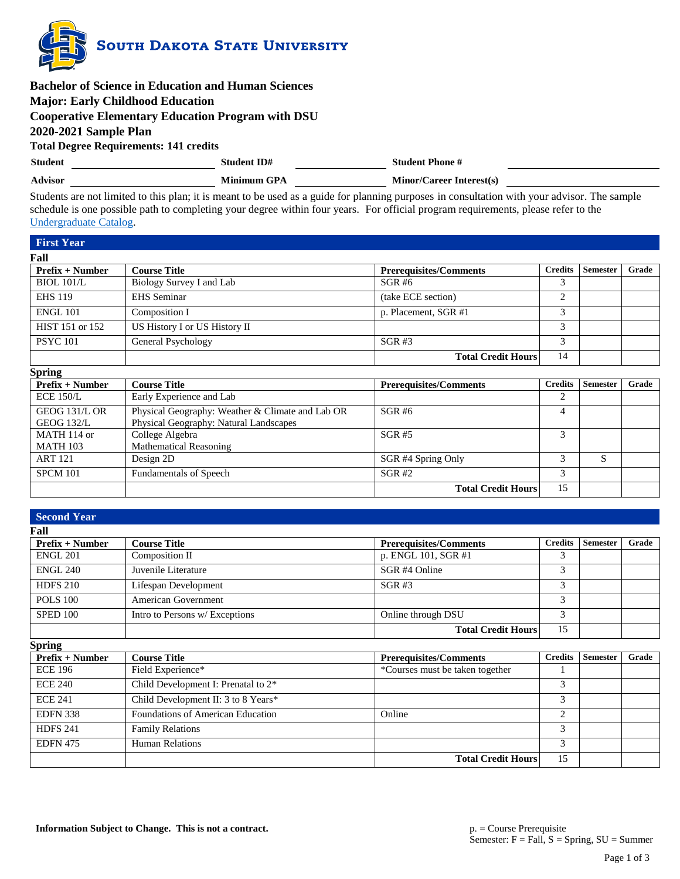South Dakota State University

# Bachelor of Science in Education and Human Sciences
## Major: Early Childhood Education
## Cooperative Elementary Education Program with DSU
## 2020-2021 Sample Plan
**Total Degree Requirements: 141 credits**

**Student** ______________________ **Student ID#** ______________________ **Student Phone #** ______________________

**Advisor** ______________________ **Minimum GPA** ______________________ **Minor/Career Interest(s)** ______________________

Students are not limited to this plan; it is meant to be used as a guide for planning purposes in consultation with your advisor. The sample schedule is one possible path to completing your degree within four years. For official program requirements, please refer to the Undergraduate Catalog.

## First Year

**Fall**

| Prefix + Number | Course Title | Prerequisites/Comments | Credits | Semester | Grade |
|---|---|---|---|---|---|
| BIOL 101/L | Biology Survey I and Lab | SGR #6 | 3 | | |
| EHS 119 | EHS Seminar | (take ECE section) | 2 | | |
| ENGL 101 | Composition I | p. Placement, SGR #1 | 3 | | |
| HIST 151 or 152 | US History I or US History II | | 3 | | |
| PSYC 101 | General Psychology | SGR #3 | 3 | | |
| | | **Total Credit Hours** | 14 | | |

**Spring**

| Prefix + Number | Course Title | Prerequisites/Comments | Credits | Semester | Grade |
|---|---|---|---|---|---|
| ECE 150/L | Early Experience and Lab | | 2 | | |
| GEOG 131/L OR GEOG 132/L | Physical Geography: Weather & Climate and Lab OR Physical Geography: Natural Landscapes | SGR #6 | 4 | | |
| MATH 114 or MATH 103 | College Algebra Mathematical Reasoning | SGR #5 | 3 | | |
| ART 121 | Design 2D | SGR #4 Spring Only | 3 | S | |
| SPCM 101 | Fundamentals of Speech | SGR #2 | 3 | | |
| | | **Total Credit Hours** | 15 | | |

## Second Year

**Fall**

| Prefix + Number | Course Title | Prerequisites/Comments | Credits | Semester | Grade |
|---|---|---|---|---|---|
| ENGL 201 | Composition II | p. ENGL 101, SGR #1 | 3 | | |
| ENGL 240 | Juvenile Literature | SGR #4 Online | 3 | | |
| HDFS 210 | Lifespan Development | SGR #3 | 3 | | |
| POLS 100 | American Government | | 3 | | |
| SPED 100 | Intro to Persons w/ Exceptions | Online through DSU | 3 | | |
| | | **Total Credit Hours** | 15 | | |

**Spring**

| Prefix + Number | Course Title | Prerequisites/Comments | Credits | Semester | Grade |
|---|---|---|---|---|---|
| ECE 196 | Field Experience* | *Courses must be taken together | 1 | | |
| ECE 240 | Child Development I: Prenatal to 2* | | 3 | | |
| ECE 241 | Child Development II: 3 to 8 Years* | | 3 | | |
| EDFN 338 | Foundations of American Education | Online | 2 | | |
| HDFS 241 | Family Relations | | 3 | | |
| EDFN 475 | Human Relations | | 3 | | |
| | | **Total Credit Hours** | 15 | | |

**Information Subject to Change. This is not a contract.**

p. = Course Prerequisite
Semester: F = Fall, S = Spring, SU = Summer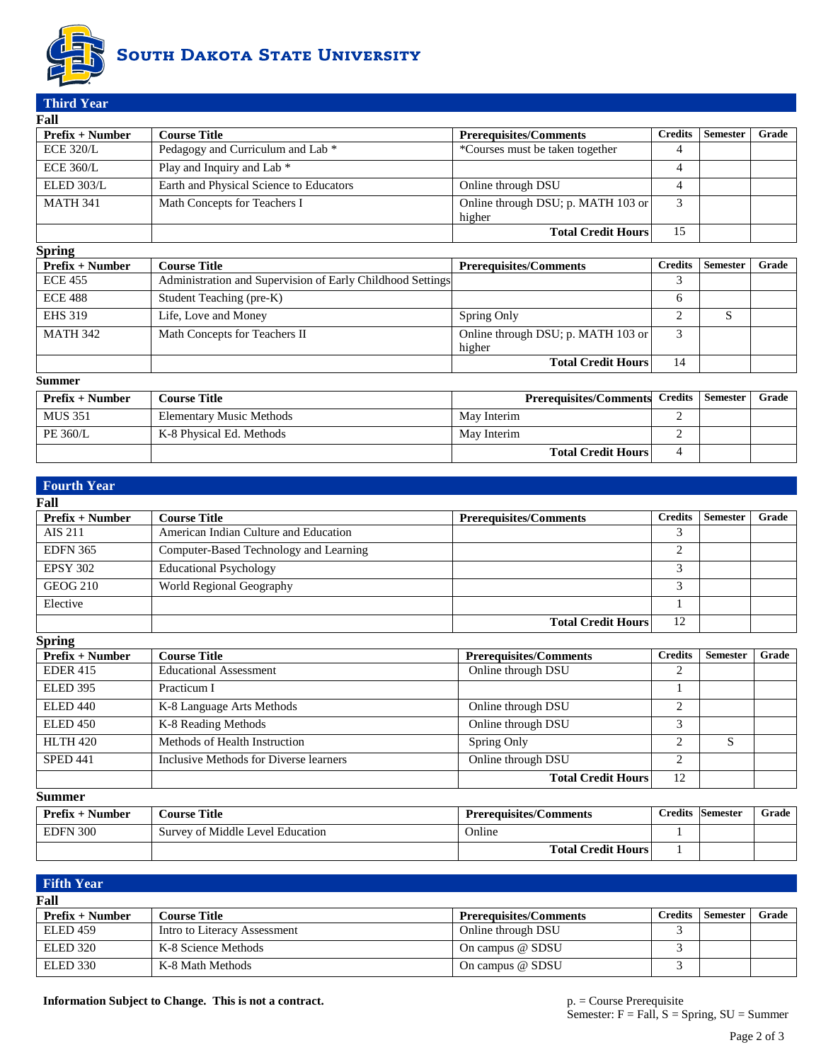South Dakota State University

## Third Year

### Fall

| Prefix + Number | Course Title | Prerequisites/Comments | Credits | Semester | Grade |
|---|---|---|---|---|---|
| ECE 320/L | Pedagogy and Curriculum and Lab * | *Courses must be taken together | 4 | | |
| ECE 360/L | Play and Inquiry and Lab * | | 4 | | |
| ELED 303/L | Earth and Physical Science to Educators | Online through DSU | 4 | | |
| MATH 341 | Math Concepts for Teachers I | Online through DSU; p. MATH 103 or higher | 3 | | |
| | | **Total Credit Hours** | 15 | | |

### Spring

| Prefix + Number | Course Title | Prerequisites/Comments | Credits | Semester | Grade |
|---|---|---|---|---|---|
| ECE 455 | Administration and Supervision of Early Childhood Settings | | 3 | | |
| ECE 488 | Student Teaching (pre-K) | | 6 | | |
| EHS 319 | Life, Love and Money | Spring Only | 2 | S | |
| MATH 342 | Math Concepts for Teachers II | Online through DSU; p. MATH 103 or higher | 3 | | |
| | | **Total Credit Hours** | 14 | | |

### Summer

| Prefix + Number | Course Title | Prerequisites/Comments | Credits | Semester | Grade |
|---|---|---|---|---|---|
| MUS 351 | Elementary Music Methods | May Interim | 2 | | |
| PE 360/L | K-8 Physical Ed. Methods | May Interim | 2 | | |
| | | **Total Credit Hours** | 4 | | |

## Fourth Year

### Fall

| Prefix + Number | Course Title | Prerequisites/Comments | Credits | Semester | Grade |
|---|---|---|---|---|---|
| AIS 211 | American Indian Culture and Education | | 3 | | |
| EDFN 365 | Computer-Based Technology and Learning | | 2 | | |
| EPSY 302 | Educational Psychology | | 3 | | |
| GEOG 210 | World Regional Geography | | 3 | | |
| Elective | | | 1 | | |
| | | **Total Credit Hours** | 12 | | |

### Spring

| Prefix + Number | Course Title | Prerequisites/Comments | Credits | Semester | Grade |
|---|---|---|---|---|---|
| EDER 415 | Educational Assessment | Online through DSU | 2 | | |
| ELED 395 | Practicum I | | 1 | | |
| ELED 440 | K-8 Language Arts Methods | Online through DSU | 2 | | |
| ELED 450 | K-8 Reading Methods | Online through DSU | 3 | | |
| HLTH 420 | Methods of Health Instruction | Spring Only | 2 | S | |
| SPED 441 | Inclusive Methods for Diverse learners | Online through DSU | 2 | | |
| | | **Total Credit Hours** | 12 | | |

### Summer

| Prefix + Number | Course Title | Prerequisites/Comments | Credits | Semester | Grade |
|---|---|---|---|---|---|
| EDFN 300 | Survey of Middle Level Education | Online | 1 | | |
| | | **Total Credit Hours** | 1 | | |

## Fifth Year

### Fall

| Prefix + Number | Course Title | Prerequisites/Comments | Credits | Semester | Grade |
|---|---|---|---|---|---|
| ELED 459 | Intro to Literacy Assessment | Online through DSU | 3 | | |
| ELED 320 | K-8 Science Methods | On campus @ SDSU | 3 | | |
| ELED 330 | K-8 Math Methods | On campus @ SDSU | 3 | | |

**Information Subject to Change. This is not a contract.**

p. = Course Prerequisite
Semester: F = Fall, S = Spring, SU = Summer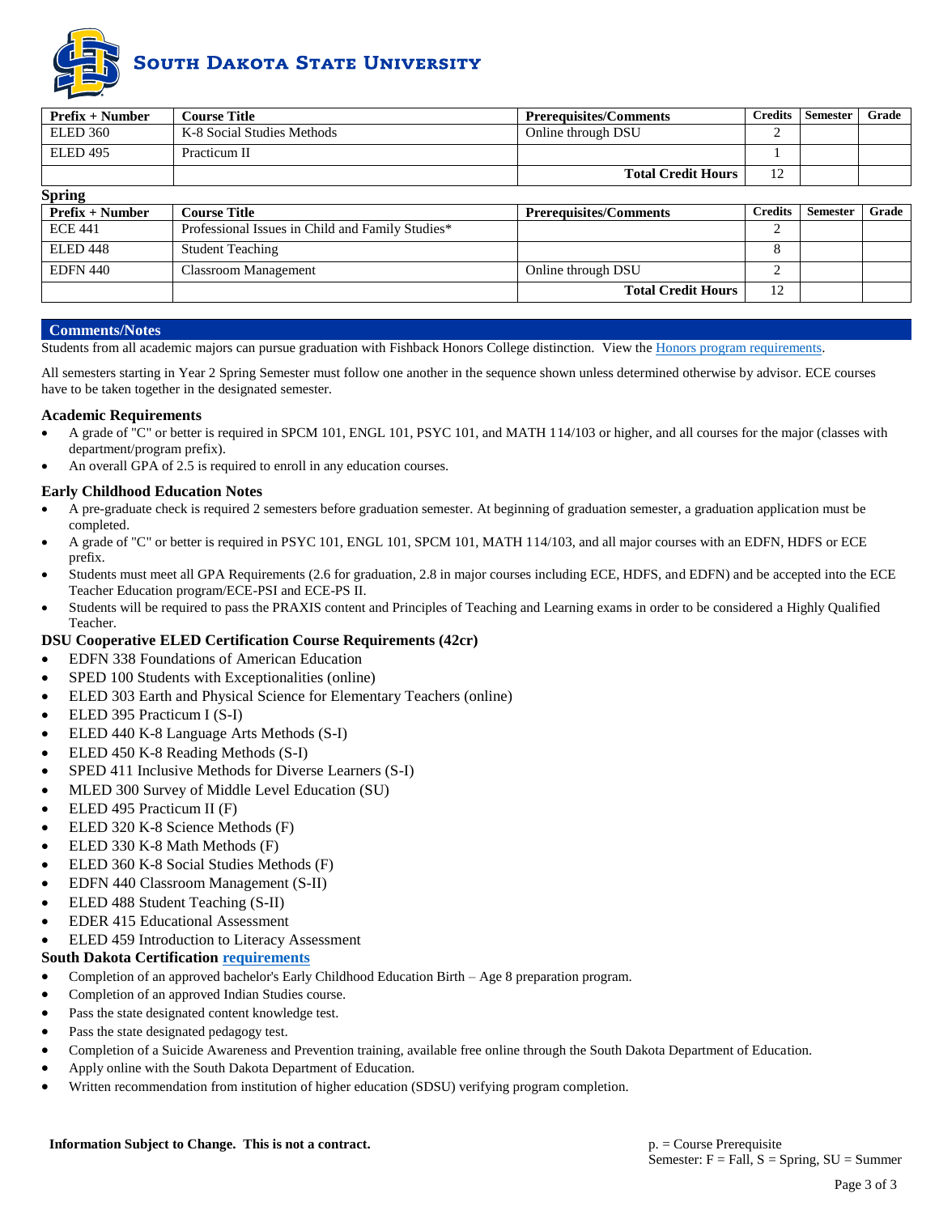| Prefix + Number | Course Title | Prerequisites/Comments | Credits | Semester | Grade |
|---|---|---|---|---|---|
| ELED 360 | K-8 Social Studies Methods | Online through DSU | 2 | | |
| ELED 495 | Practicum II | | 1 | | |
| | | **Total Credit Hours** | 12 | | |

**Spring**

| Prefix + Number | Course Title | Prerequisites/Comments | Credits | Semester | Grade |
|---|---|---|---|---|---|
| ECE 441 | Professional Issues in Child and Family Studies* | | 2 | | |
| ELED 448 | Student Teaching | | 8 | | |
| EDFN 440 | Classroom Management | Online through DSU | 2 | | |
| | | **Total Credit Hours** | 12 | | |

## Comments/Notes

Students from all academic majors can pursue graduation with Fishback Honors College distinction. View the Honors program requirements.

All semesters starting in Year 2 Spring Semester must follow one another in the sequence shown unless determined otherwise by advisor. ECE courses have to be taken together in the designated semester.

### Academic Requirements

- A grade of "C" or better is required in SPCM 101, ENGL 101, PSYC 101, and MATH 114/103 or higher, and all courses for the major (classes with department/program prefix).
- An overall GPA of 2.5 is required to enroll in any education courses.

### Early Childhood Education Notes

- A pre-graduate check is required 2 semesters before graduation semester. At beginning of graduation semester, a graduation application must be completed.
- A grade of "C" or better is required in PSYC 101, ENGL 101, SPCM 101, MATH 114/103, and all major courses with an EDFN, HDFS or ECE prefix.
- Students must meet all GPA Requirements (2.6 for graduation, 2.8 in major courses including ECE, HDFS, and EDFN) and be accepted into the ECE Teacher Education program/ECE-PSI and ECE-PS II.
- Students will be required to pass the PRAXIS content and Principles of Teaching and Learning exams in order to be considered a Highly Qualified Teacher.

### DSU Cooperative ELED Certification Course Requirements (42cr)

- EDFN 338 Foundations of American Education
- SPED 100 Students with Exceptionalities (online)
- ELED 303 Earth and Physical Science for Elementary Teachers (online)
- ELED 395 Practicum I (S-I)
- ELED 440 K-8 Language Arts Methods (S-I)
- ELED 450 K-8 Reading Methods (S-I)
- SPED 411 Inclusive Methods for Diverse Learners (S-I)
- MLED 300 Survey of Middle Level Education (SU)
- ELED 495 Practicum II (F)
- ELED 320 K-8 Science Methods (F)
- ELED 330 K-8 Math Methods (F)
- ELED 360 K-8 Social Studies Methods (F)
- EDFN 440 Classroom Management (S-II)
- ELED 488 Student Teaching (S-II)
- EDER 415 Educational Assessment
- ELED 459 Introduction to Literacy Assessment

### South Dakota Certification requirements

- Completion of an approved bachelor's Early Childhood Education Birth – Age 8 preparation program.
- Completion of an approved Indian Studies course.
- Pass the state designated content knowledge test.
- Pass the state designated pedagogy test.
- Completion of a Suicide Awareness and Prevention training, available free online through the South Dakota Department of Education.
- Apply online with the South Dakota Department of Education.
- Written recommendation from institution of higher education (SDSU) verifying program completion.

**Information Subject to Change. This is not a contract.**

p. = Course Prerequisite
Semester: F = Fall, S = Spring, SU = Summer